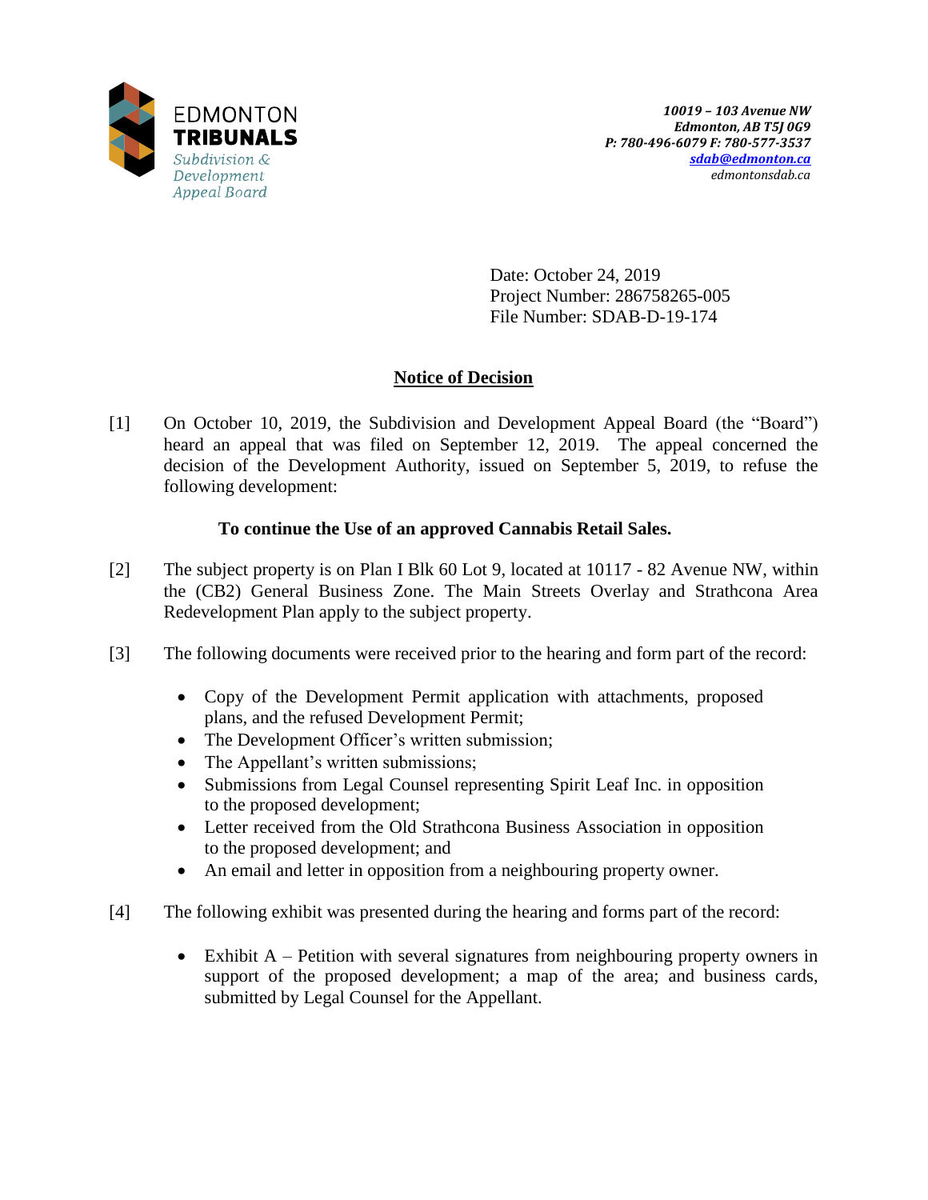EDMONTON **TRIBUNALS**
*Subdivision & Development Appeal Board*

*10019 – 103 Avenue NW*
*Edmonton, AB T5J 0G9*
*P: 780-496-6079 F: 780-577-3537*
*sdab@edmonton.ca*
*edmontonsdab.ca*

Date: October 24, 2019
Project Number: 286758265-005
File Number: SDAB-D-19-174

## Notice of Decision

[1] On October 10, 2019, the Subdivision and Development Appeal Board (the "Board") heard an appeal that was filed on September 12, 2019. The appeal concerned the decision of the Development Authority, issued on September 5, 2019, to refuse the following development:

**To continue the Use of an approved Cannabis Retail Sales.**

[2] The subject property is on Plan I Blk 60 Lot 9, located at 10117 - 82 Avenue NW, within the (CB2) General Business Zone. The Main Streets Overlay and Strathcona Area Redevelopment Plan apply to the subject property.

[3] The following documents were received prior to the hearing and form part of the record:

- Copy of the Development Permit application with attachments, proposed plans, and the refused Development Permit;
- The Development Officer's written submission;
- The Appellant's written submissions;
- Submissions from Legal Counsel representing Spirit Leaf Inc. in opposition to the proposed development;
- Letter received from the Old Strathcona Business Association in opposition to the proposed development; and
- An email and letter in opposition from a neighbouring property owner.

[4] The following exhibit was presented during the hearing and forms part of the record:

- Exhibit A – Petition with several signatures from neighbouring property owners in support of the proposed development; a map of the area; and business cards, submitted by Legal Counsel for the Appellant.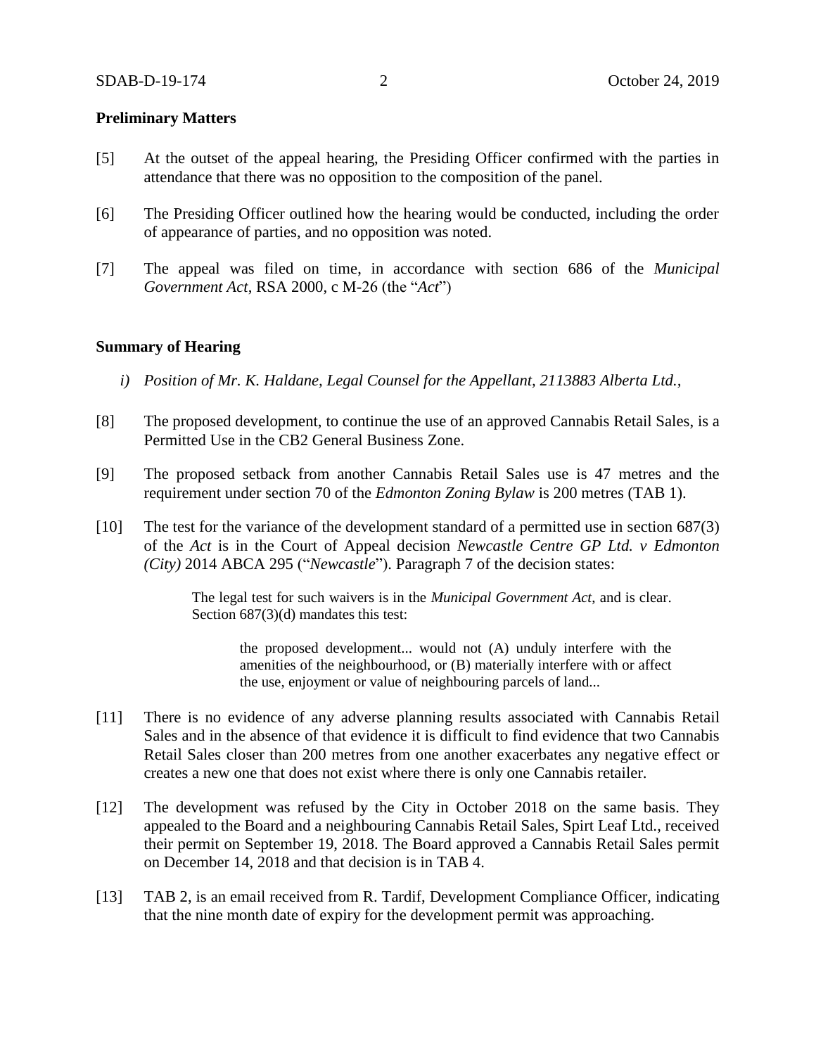**Preliminary Matters**

[5] At the outset of the appeal hearing, the Presiding Officer confirmed with the parties in attendance that there was no opposition to the composition of the panel.

[6] The Presiding Officer outlined how the hearing would be conducted, including the order of appearance of parties, and no opposition was noted.

[7] The appeal was filed on time, in accordance with section 686 of the *Municipal Government Act*, RSA 2000, c M-26 (the "*Act*")

**Summary of Hearing**

*i) Position of Mr. K. Haldane, Legal Counsel for the Appellant, 2113883 Alberta Ltd.,*

[8] The proposed development, to continue the use of an approved Cannabis Retail Sales, is a Permitted Use in the CB2 General Business Zone.

[9] The proposed setback from another Cannabis Retail Sales use is 47 metres and the requirement under section 70 of the *Edmonton Zoning Bylaw* is 200 metres (TAB 1).

[10] The test for the variance of the development standard of a permitted use in section 687(3) of the *Act* is in the Court of Appeal decision *Newcastle Centre GP Ltd. v Edmonton (City)* 2014 ABCA 295 ("*Newcastle*"). Paragraph 7 of the decision states:

> The legal test for such waivers is in the *Municipal Government Act*, and is clear. Section 687(3)(d) mandates this test:
>
> > the proposed development... would not (A) unduly interfere with the amenities of the neighbourhood, or (B) materially interfere with or affect the use, enjoyment or value of neighbouring parcels of land...

[11] There is no evidence of any adverse planning results associated with Cannabis Retail Sales and in the absence of that evidence it is difficult to find evidence that two Cannabis Retail Sales closer than 200 metres from one another exacerbates any negative effect or creates a new one that does not exist where there is only one Cannabis retailer.

[12] The development was refused by the City in October 2018 on the same basis. They appealed to the Board and a neighbouring Cannabis Retail Sales, Spirt Leaf Ltd., received their permit on September 19, 2018. The Board approved a Cannabis Retail Sales permit on December 14, 2018 and that decision is in TAB 4.

[13] TAB 2, is an email received from R. Tardif, Development Compliance Officer, indicating that the nine month date of expiry for the development permit was approaching.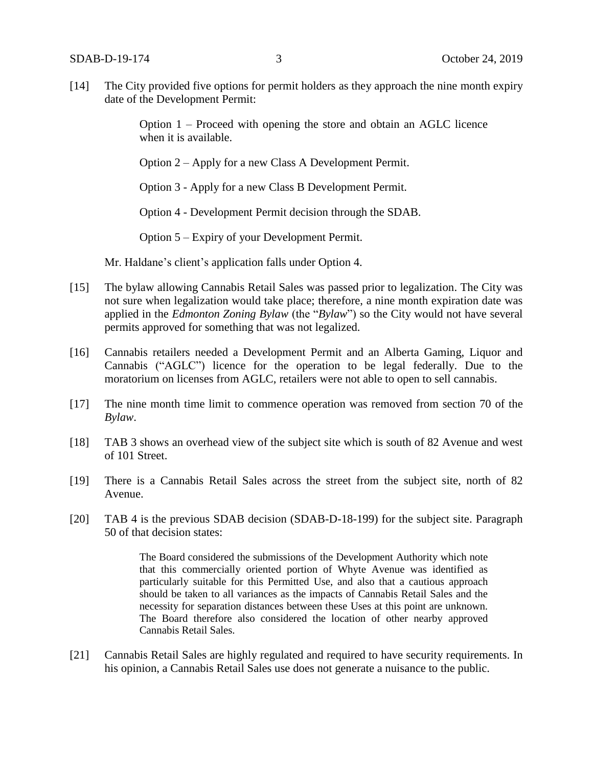[14] The City provided five options for permit holders as they approach the nine month expiry date of the Development Permit:

> Option 1 – Proceed with opening the store and obtain an AGLC licence when it is available.
>
> Option 2 – Apply for a new Class A Development Permit.
>
> Option 3 - Apply for a new Class B Development Permit.
>
> Option 4 - Development Permit decision through the SDAB.
>
> Option 5 – Expiry of your Development Permit.

Mr. Haldane's client's application falls under Option 4.

[15] The bylaw allowing Cannabis Retail Sales was passed prior to legalization. The City was not sure when legalization would take place; therefore, a nine month expiration date was applied in the *Edmonton Zoning Bylaw* (the "*Bylaw*") so the City would not have several permits approved for something that was not legalized.

[16] Cannabis retailers needed a Development Permit and an Alberta Gaming, Liquor and Cannabis ("AGLC") licence for the operation to be legal federally. Due to the moratorium on licenses from AGLC, retailers were not able to open to sell cannabis.

[17] The nine month time limit to commence operation was removed from section 70 of the *Bylaw*.

[18] TAB 3 shows an overhead view of the subject site which is south of 82 Avenue and west of 101 Street.

[19] There is a Cannabis Retail Sales across the street from the subject site, north of 82 Avenue.

[20] TAB 4 is the previous SDAB decision (SDAB-D-18-199) for the subject site. Paragraph 50 of that decision states:

> The Board considered the submissions of the Development Authority which note that this commercially oriented portion of Whyte Avenue was identified as particularly suitable for this Permitted Use, and also that a cautious approach should be taken to all variances as the impacts of Cannabis Retail Sales and the necessity for separation distances between these Uses at this point are unknown. The Board therefore also considered the location of other nearby approved Cannabis Retail Sales.

[21] Cannabis Retail Sales are highly regulated and required to have security requirements. In his opinion, a Cannabis Retail Sales use does not generate a nuisance to the public.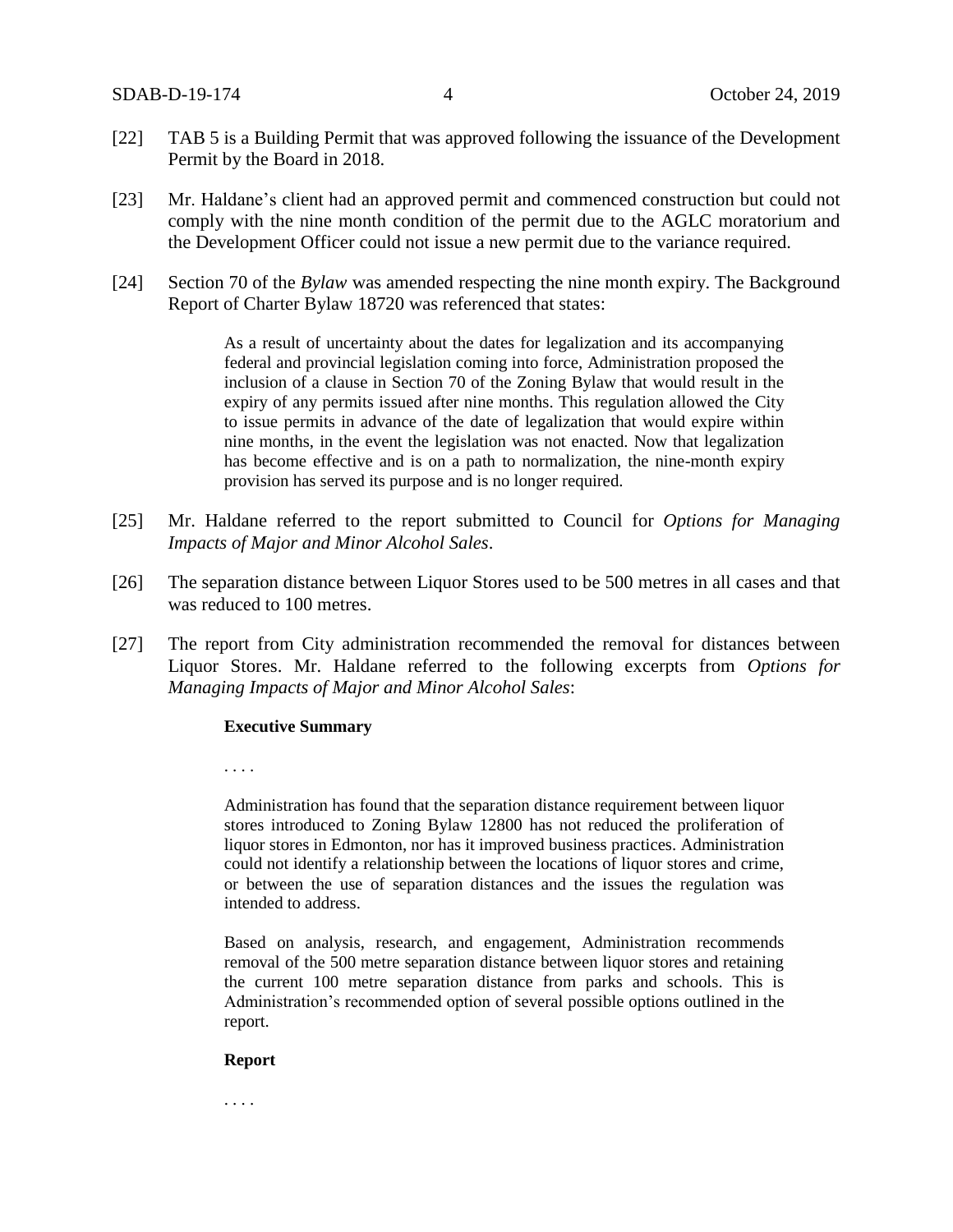[22] TAB 5 is a Building Permit that was approved following the issuance of the Development Permit by the Board in 2018.

[23] Mr. Haldane's client had an approved permit and commenced construction but could not comply with the nine month condition of the permit due to the AGLC moratorium and the Development Officer could not issue a new permit due to the variance required.

[24] Section 70 of the *Bylaw* was amended respecting the nine month expiry. The Background Report of Charter Bylaw 18720 was referenced that states:

> As a result of uncertainty about the dates for legalization and its accompanying federal and provincial legislation coming into force, Administration proposed the inclusion of a clause in Section 70 of the Zoning Bylaw that would result in the expiry of any permits issued after nine months. This regulation allowed the City to issue permits in advance of the date of legalization that would expire within nine months, in the event the legislation was not enacted. Now that legalization has become effective and is on a path to normalization, the nine-month expiry provision has served its purpose and is no longer required.

[25] Mr. Haldane referred to the report submitted to Council for *Options for Managing Impacts of Major and Minor Alcohol Sales*.

[26] The separation distance between Liquor Stores used to be 500 metres in all cases and that was reduced to 100 metres.

[27] The report from City administration recommended the removal for distances between Liquor Stores. Mr. Haldane referred to the following excerpts from *Options for Managing Impacts of Major and Minor Alcohol Sales*:

> **Executive Summary**
>
> . . . .
>
> Administration has found that the separation distance requirement between liquor stores introduced to Zoning Bylaw 12800 has not reduced the proliferation of liquor stores in Edmonton, nor has it improved business practices. Administration could not identify a relationship between the locations of liquor stores and crime, or between the use of separation distances and the issues the regulation was intended to address.
>
> Based on analysis, research, and engagement, Administration recommends removal of the 500 metre separation distance between liquor stores and retaining the current 100 metre separation distance from parks and schools. This is Administration's recommended option of several possible options outlined in the report.
>
> **Report**
>
> . . . .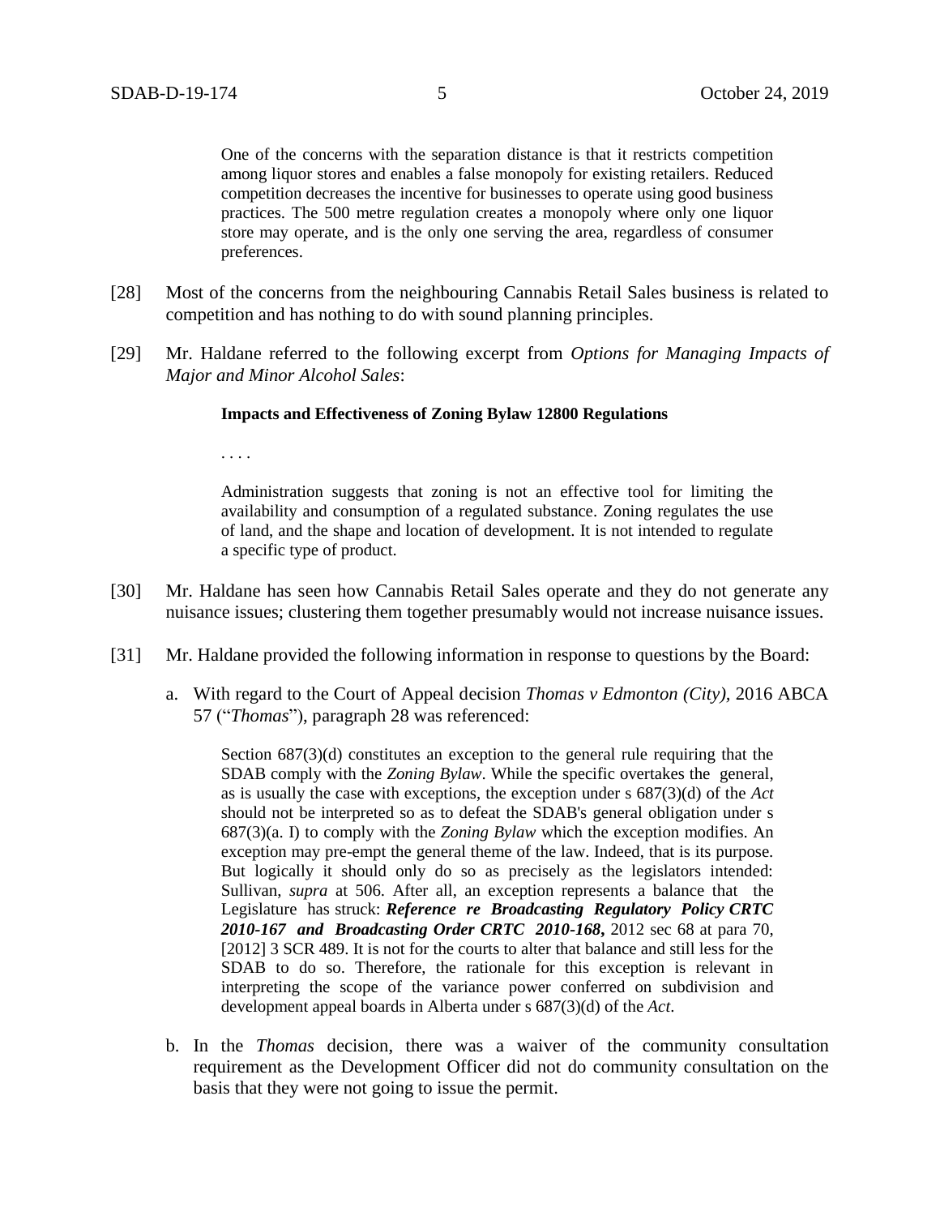> One of the concerns with the separation distance is that it restricts competition among liquor stores and enables a false monopoly for existing retailers. Reduced competition decreases the incentive for businesses to operate using good business practices. The 500 metre regulation creates a monopoly where only one liquor store may operate, and is the only one serving the area, regardless of consumer preferences.

[28] Most of the concerns from the neighbouring Cannabis Retail Sales business is related to competition and has nothing to do with sound planning principles.

[29] Mr. Haldane referred to the following excerpt from *Options for Managing Impacts of Major and Minor Alcohol Sales*:

> **Impacts and Effectiveness of Zoning Bylaw 12800 Regulations**
>
> . . . .
>
> Administration suggests that zoning is not an effective tool for limiting the availability and consumption of a regulated substance. Zoning regulates the use of land, and the shape and location of development. It is not intended to regulate a specific type of product.

[30] Mr. Haldane has seen how Cannabis Retail Sales operate and they do not generate any nuisance issues; clustering them together presumably would not increase nuisance issues.

[31] Mr. Haldane provided the following information in response to questions by the Board:

a. With regard to the Court of Appeal decision *Thomas v Edmonton (City)*, 2016 ABCA 57 ("*Thomas*"), paragraph 28 was referenced:

> Section 687(3)(d) constitutes an exception to the general rule requiring that the SDAB comply with the *Zoning Bylaw*. While the specific overtakes the general, as is usually the case with exceptions, the exception under s 687(3)(d) of the *Act* should not be interpreted so as to defeat the SDAB's general obligation under s 687(3)(a. I) to comply with the *Zoning Bylaw* which the exception modifies. An exception may pre-empt the general theme of the law. Indeed, that is its purpose. But logically it should only do so as precisely as the legislators intended: Sullivan, *supra* at 506. After all, an exception represents a balance that the Legislature has struck: ***Reference re Broadcasting Regulatory Policy CRTC 2010-167 and Broadcasting Order CRTC 2010-168*,** 2012 sec 68 at para 70, [2012] 3 SCR 489. It is not for the courts to alter that balance and still less for the SDAB to do so. Therefore, the rationale for this exception is relevant in interpreting the scope of the variance power conferred on subdivision and development appeal boards in Alberta under s 687(3)(d) of the *Act*.

b. In the *Thomas* decision, there was a waiver of the community consultation requirement as the Development Officer did not do community consultation on the basis that they were not going to issue the permit.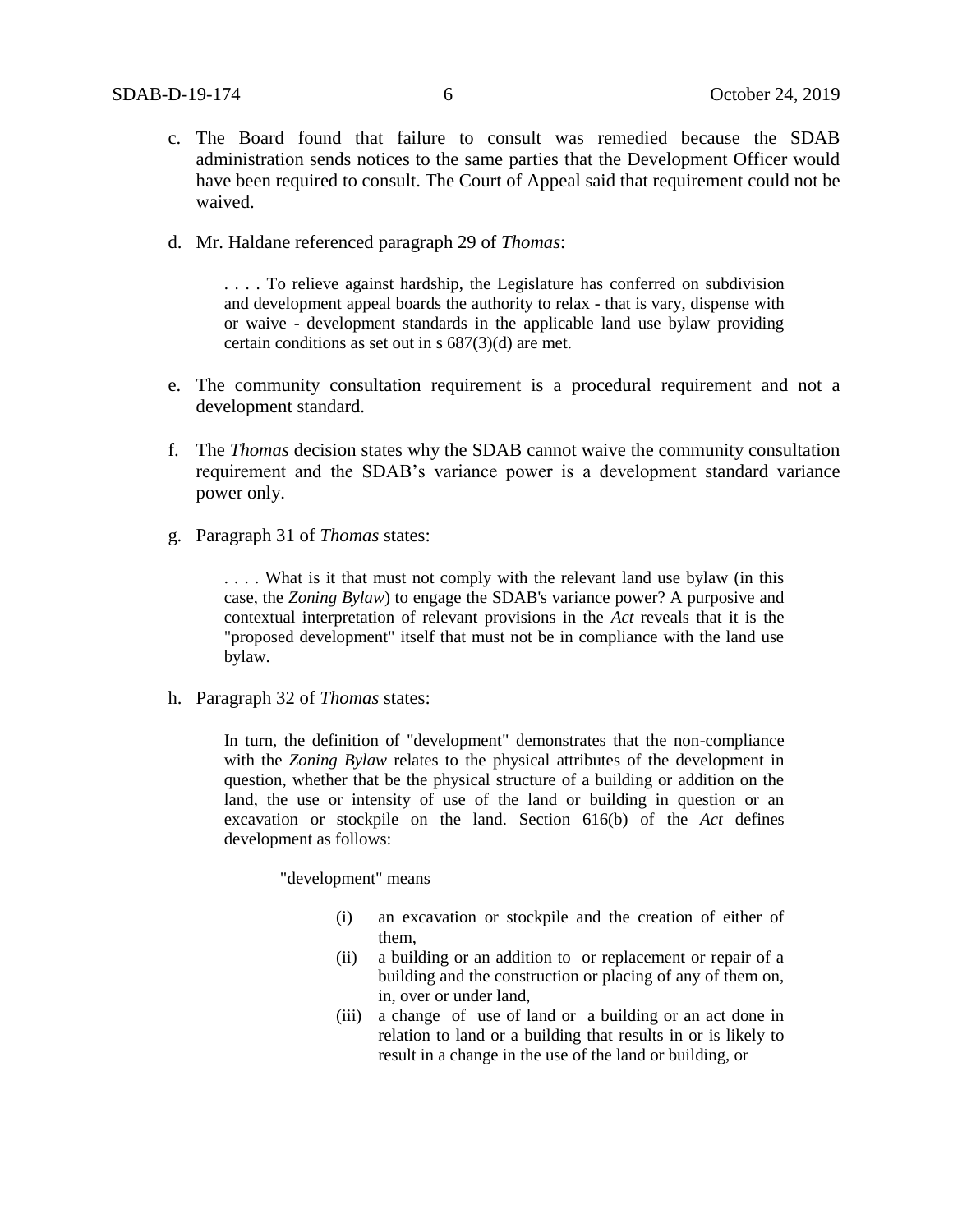c. The Board found that failure to consult was remedied because the SDAB administration sends notices to the same parties that the Development Officer would have been required to consult. The Court of Appeal said that requirement could not be waived.

d. Mr. Haldane referenced paragraph 29 of *Thomas*:

> . . . . To relieve against hardship, the Legislature has conferred on subdivision and development appeal boards the authority to relax - that is vary, dispense with or waive - development standards in the applicable land use bylaw providing certain conditions as set out in s 687(3)(d) are met.

e. The community consultation requirement is a procedural requirement and not a development standard.

f. The *Thomas* decision states why the SDAB cannot waive the community consultation requirement and the SDAB's variance power is a development standard variance power only.

g. Paragraph 31 of *Thomas* states:

> . . . . What is it that must not comply with the relevant land use bylaw (in this case, the *Zoning Bylaw*) to engage the SDAB's variance power? A purposive and contextual interpretation of relevant provisions in the *Act* reveals that it is the "proposed development" itself that must not be in compliance with the land use bylaw.

h. Paragraph 32 of *Thomas* states:

> In turn, the definition of "development" demonstrates that the non-compliance with the *Zoning Bylaw* relates to the physical attributes of the development in question, whether that be the physical structure of a building or addition on the land, the use or intensity of use of the land or building in question or an excavation or stockpile on the land. Section 616(b) of the *Act* defines development as follows:
>
> "development" means
>
> (i) an excavation or stockpile and the creation of either of them,
>
> (ii) a building or an addition to or replacement or repair of a building and the construction or placing of any of them on, in, over or under land,
>
> (iii) a change of use of land or a building or an act done in relation to land or a building that results in or is likely to result in a change in the use of the land or building, or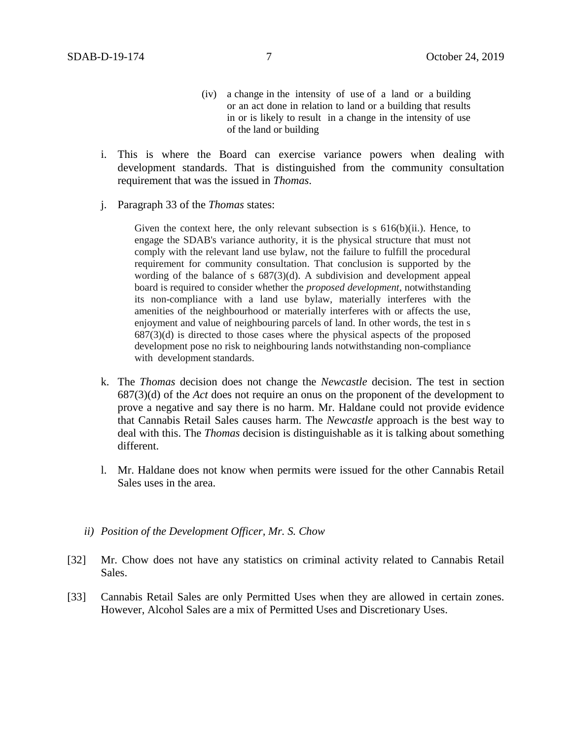(iv) a change in the intensity of use of a land or a building or an act done in relation to land or a building that results in or is likely to result in a change in the intensity of use of the land or building

i. This is where the Board can exercise variance powers when dealing with development standards. That is distinguished from the community consultation requirement that was the issued in *Thomas*.

j. Paragraph 33 of the *Thomas* states:

> Given the context here, the only relevant subsection is s 616(b)(ii.). Hence, to engage the SDAB's variance authority, it is the physical structure that must not comply with the relevant land use bylaw, not the failure to fulfill the procedural requirement for community consultation. That conclusion is supported by the wording of the balance of s 687(3)(d). A subdivision and development appeal board is required to consider whether the *proposed development*, notwithstanding its non-compliance with a land use bylaw, materially interferes with the amenities of the neighbourhood or materially interferes with or affects the use, enjoyment and value of neighbouring parcels of land. In other words, the test in s 687(3)(d) is directed to those cases where the physical aspects of the proposed development pose no risk to neighbouring lands notwithstanding non-compliance with development standards.

k. The *Thomas* decision does not change the *Newcastle* decision. The test in section 687(3)(d) of the *Act* does not require an onus on the proponent of the development to prove a negative and say there is no harm. Mr. Haldane could not provide evidence that Cannabis Retail Sales causes harm. The *Newcastle* approach is the best way to deal with this. The *Thomas* decision is distinguishable as it is talking about something different.

l. Mr. Haldane does not know when permits were issued for the other Cannabis Retail Sales uses in the area.

*ii) Position of the Development Officer, Mr. S. Chow*

[32] Mr. Chow does not have any statistics on criminal activity related to Cannabis Retail Sales.

[33] Cannabis Retail Sales are only Permitted Uses when they are allowed in certain zones. However, Alcohol Sales are a mix of Permitted Uses and Discretionary Uses.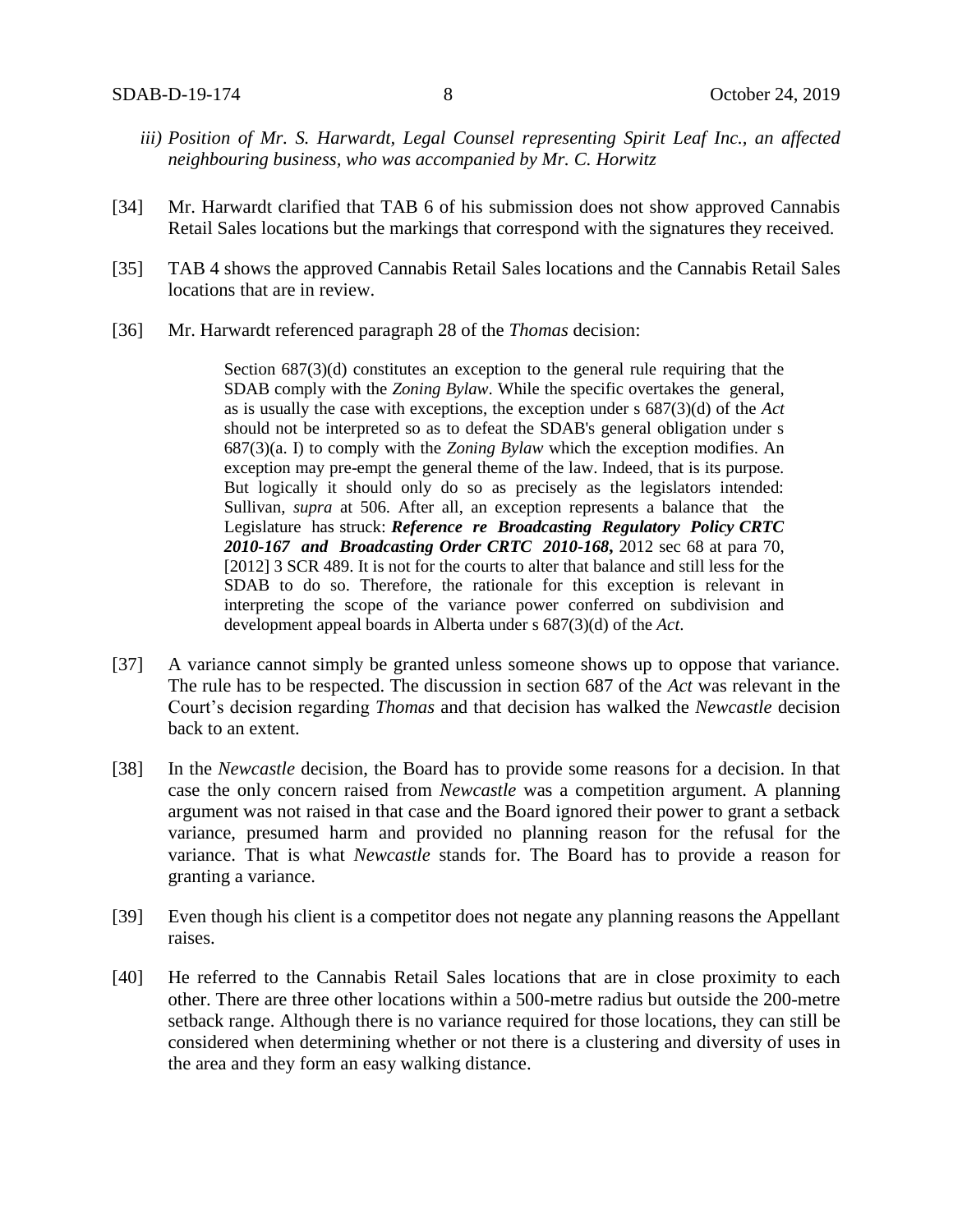*iii) Position of Mr. S. Harwardt, Legal Counsel representing Spirit Leaf Inc., an affected neighbouring business, who was accompanied by Mr. C. Horwitz*

[34] Mr. Harwardt clarified that TAB 6 of his submission does not show approved Cannabis Retail Sales locations but the markings that correspond with the signatures they received.

[35] TAB 4 shows the approved Cannabis Retail Sales locations and the Cannabis Retail Sales locations that are in review.

[36] Mr. Harwardt referenced paragraph 28 of the *Thomas* decision:

> Section 687(3)(d) constitutes an exception to the general rule requiring that the SDAB comply with the *Zoning Bylaw*. While the specific overtakes the general, as is usually the case with exceptions, the exception under s 687(3)(d) of the *Act* should not be interpreted so as to defeat the SDAB's general obligation under s 687(3)(a. I) to comply with the *Zoning Bylaw* which the exception modifies. An exception may pre-empt the general theme of the law. Indeed, that is its purpose. But logically it should only do so as precisely as the legislators intended: Sullivan, *supra* at 506. After all, an exception represents a balance that the Legislature has struck: ***Reference re Broadcasting Regulatory Policy CRTC 2010-167 and Broadcasting Order CRTC 2010-168***, 2012 sec 68 at para 70, [2012] 3 SCR 489. It is not for the courts to alter that balance and still less for the SDAB to do so. Therefore, the rationale for this exception is relevant in interpreting the scope of the variance power conferred on subdivision and development appeal boards in Alberta under s 687(3)(d) of the *Act*.

[37] A variance cannot simply be granted unless someone shows up to oppose that variance. The rule has to be respected. The discussion in section 687 of the *Act* was relevant in the Court's decision regarding *Thomas* and that decision has walked the *Newcastle* decision back to an extent.

[38] In the *Newcastle* decision, the Board has to provide some reasons for a decision. In that case the only concern raised from *Newcastle* was a competition argument. A planning argument was not raised in that case and the Board ignored their power to grant a setback variance, presumed harm and provided no planning reason for the refusal for the variance. That is what *Newcastle* stands for. The Board has to provide a reason for granting a variance.

[39] Even though his client is a competitor does not negate any planning reasons the Appellant raises.

[40] He referred to the Cannabis Retail Sales locations that are in close proximity to each other. There are three other locations within a 500-metre radius but outside the 200-metre setback range. Although there is no variance required for those locations, they can still be considered when determining whether or not there is a clustering and diversity of uses in the area and they form an easy walking distance.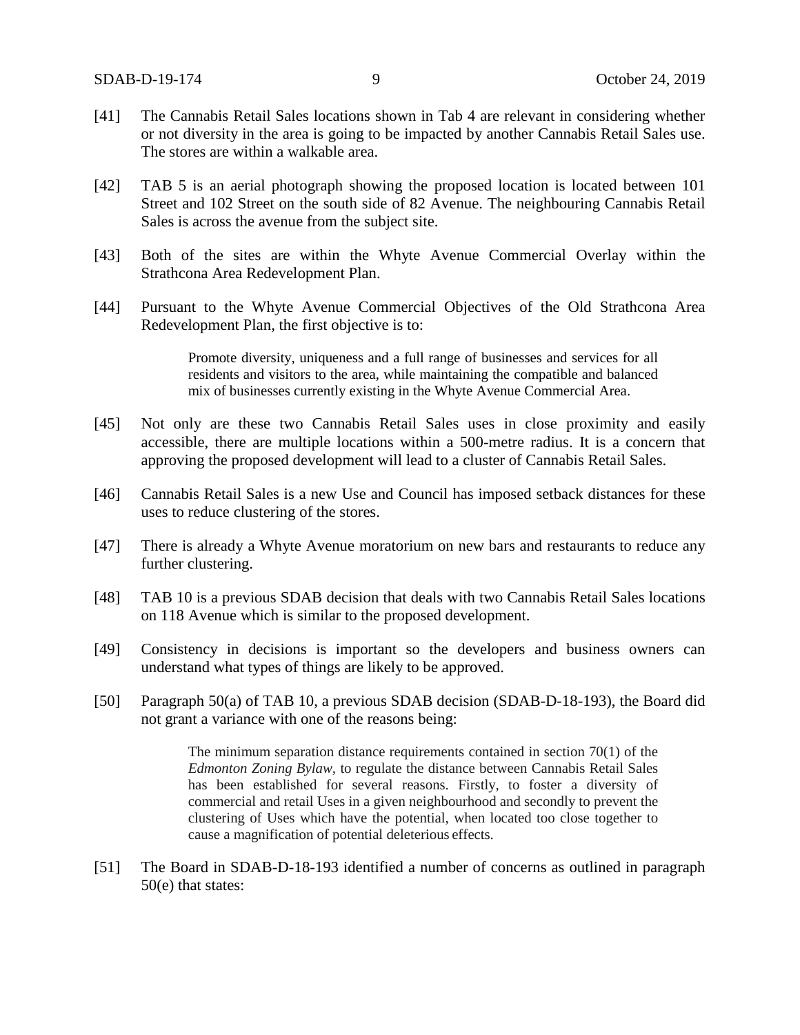[41] The Cannabis Retail Sales locations shown in Tab 4 are relevant in considering whether or not diversity in the area is going to be impacted by another Cannabis Retail Sales use. The stores are within a walkable area.

[42] TAB 5 is an aerial photograph showing the proposed location is located between 101 Street and 102 Street on the south side of 82 Avenue. The neighbouring Cannabis Retail Sales is across the avenue from the subject site.

[43] Both of the sites are within the Whyte Avenue Commercial Overlay within the Strathcona Area Redevelopment Plan.

[44] Pursuant to the Whyte Avenue Commercial Objectives of the Old Strathcona Area Redevelopment Plan, the first objective is to:

> Promote diversity, uniqueness and a full range of businesses and services for all residents and visitors to the area, while maintaining the compatible and balanced mix of businesses currently existing in the Whyte Avenue Commercial Area.

[45] Not only are these two Cannabis Retail Sales uses in close proximity and easily accessible, there are multiple locations within a 500-metre radius. It is a concern that approving the proposed development will lead to a cluster of Cannabis Retail Sales.

[46] Cannabis Retail Sales is a new Use and Council has imposed setback distances for these uses to reduce clustering of the stores.

[47] There is already a Whyte Avenue moratorium on new bars and restaurants to reduce any further clustering.

[48] TAB 10 is a previous SDAB decision that deals with two Cannabis Retail Sales locations on 118 Avenue which is similar to the proposed development.

[49] Consistency in decisions is important so the developers and business owners can understand what types of things are likely to be approved.

[50] Paragraph 50(a) of TAB 10, a previous SDAB decision (SDAB-D-18-193), the Board did not grant a variance with one of the reasons being:

> The minimum separation distance requirements contained in section 70(1) of the *Edmonton Zoning Bylaw*, to regulate the distance between Cannabis Retail Sales has been established for several reasons. Firstly, to foster a diversity of commercial and retail Uses in a given neighbourhood and secondly to prevent the clustering of Uses which have the potential, when located too close together to cause a magnification of potential deleterious effects.

[51] The Board in SDAB-D-18-193 identified a number of concerns as outlined in paragraph 50(e) that states: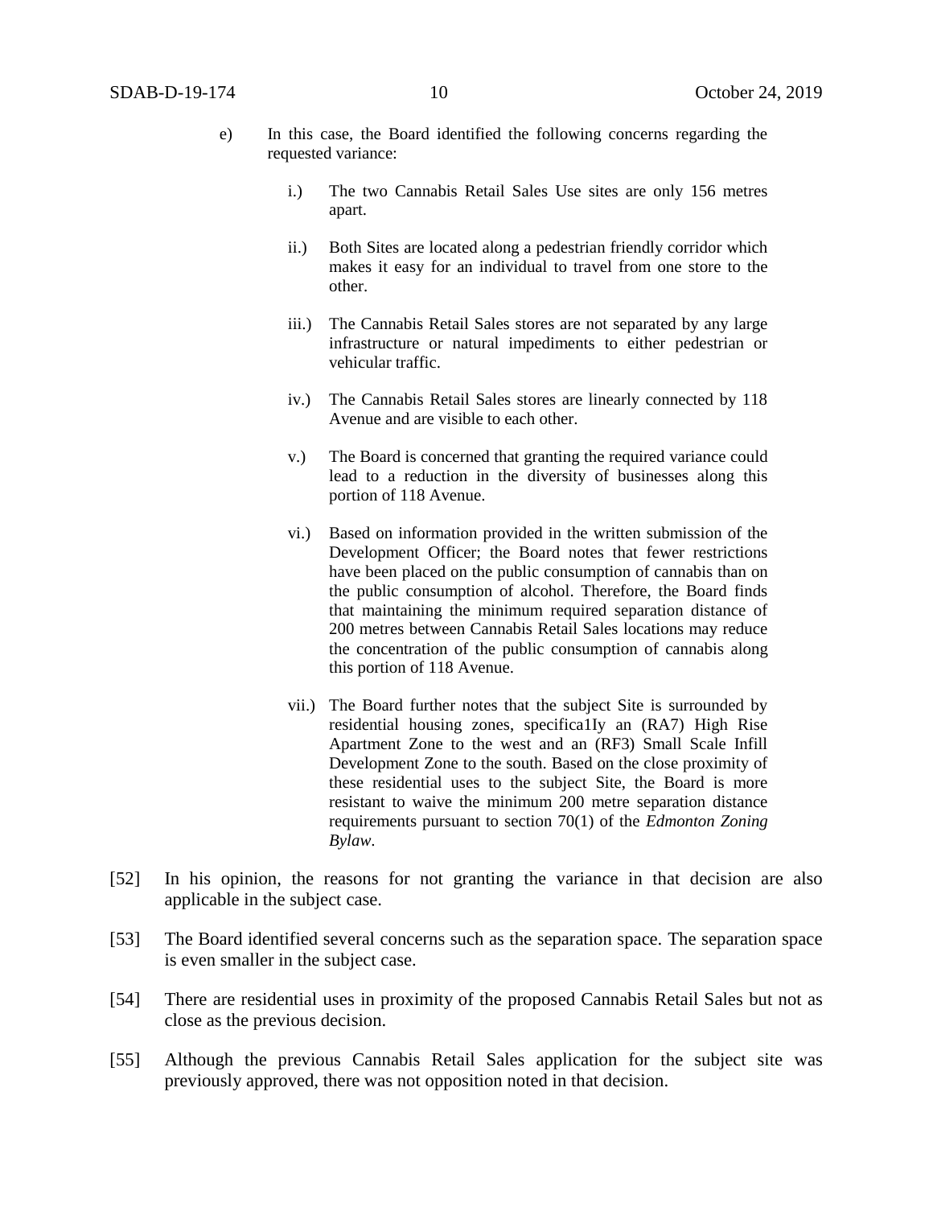e) In this case, the Board identified the following concerns regarding the requested variance:

   i.) The two Cannabis Retail Sales Use sites are only 156 metres apart.

   ii.) Both Sites are located along a pedestrian friendly corridor which makes it easy for an individual to travel from one store to the other.

   iii.) The Cannabis Retail Sales stores are not separated by any large infrastructure or natural impediments to either pedestrian or vehicular traffic.

   iv.) The Cannabis Retail Sales stores are linearly connected by 118 Avenue and are visible to each other.

   v.) The Board is concerned that granting the required variance could lead to a reduction in the diversity of businesses along this portion of 118 Avenue.

   vi.) Based on information provided in the written submission of the Development Officer; the Board notes that fewer restrictions have been placed on the public consumption of cannabis than on the public consumption of alcohol. Therefore, the Board finds that maintaining the minimum required separation distance of 200 metres between Cannabis Retail Sales locations may reduce the concentration of the public consumption of cannabis along this portion of 118 Avenue.

   vii.) The Board further notes that the subject Site is surrounded by residential housing zones, specifica1Iy an (RA7) High Rise Apartment Zone to the west and an (RF3) Small Scale Infill Development Zone to the south. Based on the close proximity of these residential uses to the subject Site, the Board is more resistant to waive the minimum 200 metre separation distance requirements pursuant to section 70(1) of the *Edmonton Zoning Bylaw*.

[52] In his opinion, the reasons for not granting the variance in that decision are also applicable in the subject case.

[53] The Board identified several concerns such as the separation space. The separation space is even smaller in the subject case.

[54] There are residential uses in proximity of the proposed Cannabis Retail Sales but not as close as the previous decision.

[55] Although the previous Cannabis Retail Sales application for the subject site was previously approved, there was not opposition noted in that decision.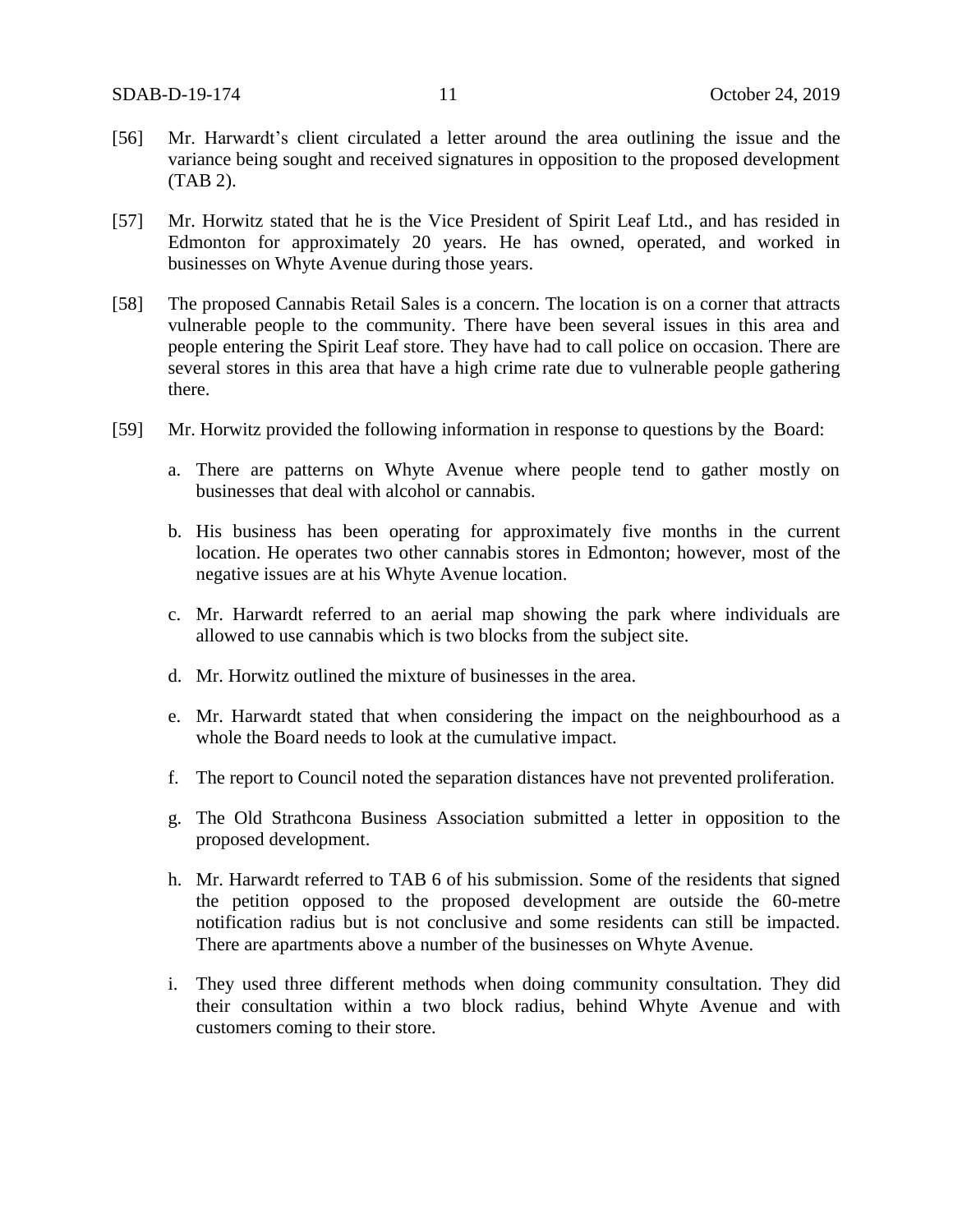[56] Mr. Harwardt's client circulated a letter around the area outlining the issue and the variance being sought and received signatures in opposition to the proposed development (TAB 2).

[57] Mr. Horwitz stated that he is the Vice President of Spirit Leaf Ltd., and has resided in Edmonton for approximately 20 years. He has owned, operated, and worked in businesses on Whyte Avenue during those years.

[58] The proposed Cannabis Retail Sales is a concern. The location is on a corner that attracts vulnerable people to the community. There have been several issues in this area and people entering the Spirit Leaf store. They have had to call police on occasion. There are several stores in this area that have a high crime rate due to vulnerable people gathering there.

[59] Mr. Horwitz provided the following information in response to questions by the Board:

a. There are patterns on Whyte Avenue where people tend to gather mostly on businesses that deal with alcohol or cannabis.

b. His business has been operating for approximately five months in the current location. He operates two other cannabis stores in Edmonton; however, most of the negative issues are at his Whyte Avenue location.

c. Mr. Harwardt referred to an aerial map showing the park where individuals are allowed to use cannabis which is two blocks from the subject site.

d. Mr. Horwitz outlined the mixture of businesses in the area.

e. Mr. Harwardt stated that when considering the impact on the neighbourhood as a whole the Board needs to look at the cumulative impact.

f. The report to Council noted the separation distances have not prevented proliferation.

g. The Old Strathcona Business Association submitted a letter in opposition to the proposed development.

h. Mr. Harwardt referred to TAB 6 of his submission. Some of the residents that signed the petition opposed to the proposed development are outside the 60-metre notification radius but is not conclusive and some residents can still be impacted. There are apartments above a number of the businesses on Whyte Avenue.

i. They used three different methods when doing community consultation. They did their consultation within a two block radius, behind Whyte Avenue and with customers coming to their store.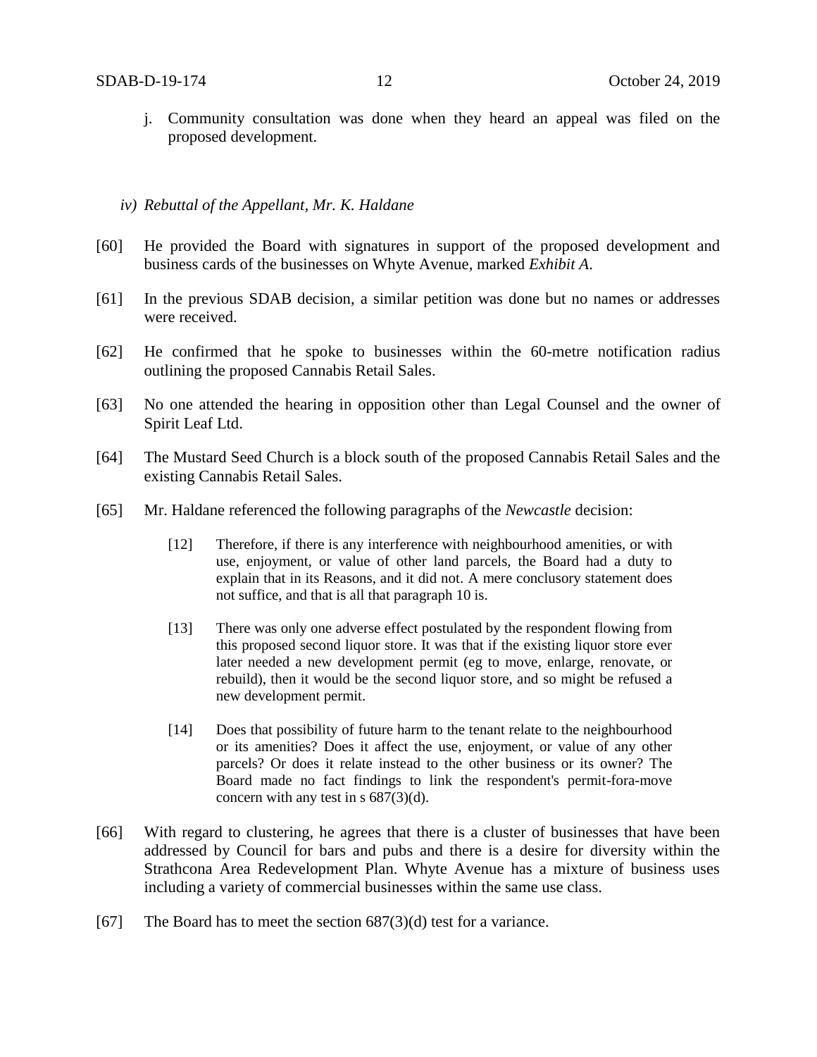j. Community consultation was done when they heard an appeal was filed on the proposed development.

*iv) Rebuttal of the Appellant, Mr. K. Haldane*

[60] He provided the Board with signatures in support of the proposed development and business cards of the businesses on Whyte Avenue, marked *Exhibit A*.

[61] In the previous SDAB decision, a similar petition was done but no names or addresses were received.

[62] He confirmed that he spoke to businesses within the 60-metre notification radius outlining the proposed Cannabis Retail Sales.

[63] No one attended the hearing in opposition other than Legal Counsel and the owner of Spirit Leaf Ltd.

[64] The Mustard Seed Church is a block south of the proposed Cannabis Retail Sales and the existing Cannabis Retail Sales.

[65] Mr. Haldane referenced the following paragraphs of the *Newcastle* decision:

> [12] Therefore, if there is any interference with neighbourhood amenities, or with use, enjoyment, or value of other land parcels, the Board had a duty to explain that in its Reasons, and it did not. A mere conclusory statement does not suffice, and that is all that paragraph 10 is.
>
> [13] There was only one adverse effect postulated by the respondent flowing from this proposed second liquor store. It was that if the existing liquor store ever later needed a new development permit (eg to move, enlarge, renovate, or rebuild), then it would be the second liquor store, and so might be refused a new development permit.
>
> [14] Does that possibility of future harm to the tenant relate to the neighbourhood or its amenities? Does it affect the use, enjoyment, or value of any other parcels? Or does it relate instead to the other business or its owner? The Board made no fact findings to link the respondent's permit-fora-move concern with any test in s 687(3)(d).

[66] With regard to clustering, he agrees that there is a cluster of businesses that have been addressed by Council for bars and pubs and there is a desire for diversity within the Strathcona Area Redevelopment Plan. Whyte Avenue has a mixture of business uses including a variety of commercial businesses within the same use class.

[67] The Board has to meet the section 687(3)(d) test for a variance.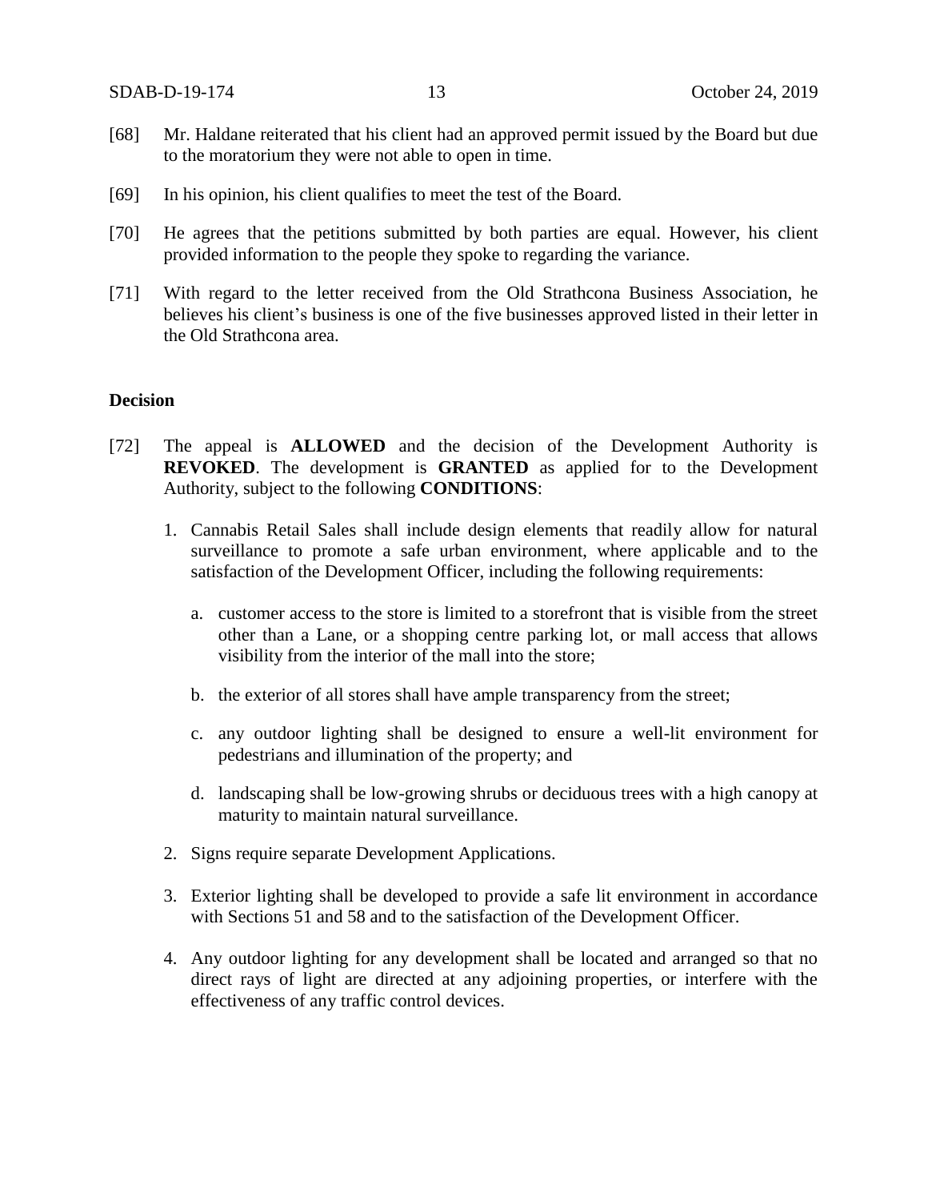[68] Mr. Haldane reiterated that his client had an approved permit issued by the Board but due to the moratorium they were not able to open in time.

[69] In his opinion, his client qualifies to meet the test of the Board.

[70] He agrees that the petitions submitted by both parties are equal. However, his client provided information to the people they spoke to regarding the variance.

[71] With regard to the letter received from the Old Strathcona Business Association, he believes his client's business is one of the five businesses approved listed in their letter in the Old Strathcona area.

**Decision**

[72] The appeal is **ALLOWED** and the decision of the Development Authority is **REVOKED**. The development is **GRANTED** as applied for to the Development Authority, subject to the following **CONDITIONS**:

1. Cannabis Retail Sales shall include design elements that readily allow for natural surveillance to promote a safe urban environment, where applicable and to the satisfaction of the Development Officer, including the following requirements:

   a. customer access to the store is limited to a storefront that is visible from the street other than a Lane, or a shopping centre parking lot, or mall access that allows visibility from the interior of the mall into the store;

   b. the exterior of all stores shall have ample transparency from the street;

   c. any outdoor lighting shall be designed to ensure a well-lit environment for pedestrians and illumination of the property; and

   d. landscaping shall be low-growing shrubs or deciduous trees with a high canopy at maturity to maintain natural surveillance.

2. Signs require separate Development Applications.

3. Exterior lighting shall be developed to provide a safe lit environment in accordance with Sections 51 and 58 and to the satisfaction of the Development Officer.

4. Any outdoor lighting for any development shall be located and arranged so that no direct rays of light are directed at any adjoining properties, or interfere with the effectiveness of any traffic control devices.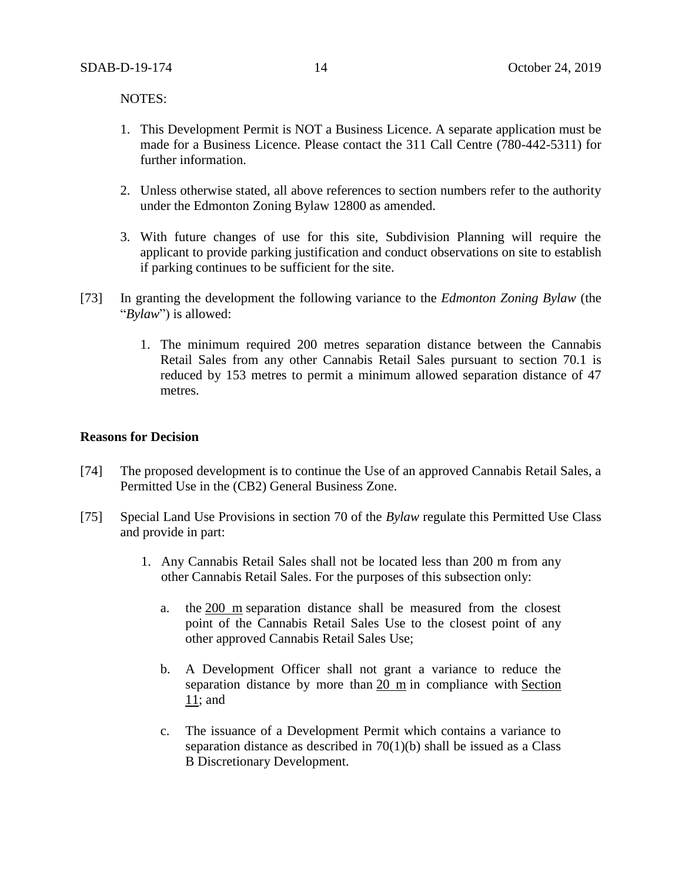NOTES:

1. This Development Permit is NOT a Business Licence. A separate application must be made for a Business Licence. Please contact the 311 Call Centre (780-442-5311) for further information.

2. Unless otherwise stated, all above references to section numbers refer to the authority under the Edmonton Zoning Bylaw 12800 as amended.

3. With future changes of use for this site, Subdivision Planning will require the applicant to provide parking justification and conduct observations on site to establish if parking continues to be sufficient for the site.

[73] In granting the development the following variance to the *Edmonton Zoning Bylaw* (the "*Bylaw*") is allowed:

1. The minimum required 200 metres separation distance between the Cannabis Retail Sales from any other Cannabis Retail Sales pursuant to section 70.1 is reduced by 153 metres to permit a minimum allowed separation distance of 47 metres.

**Reasons for Decision**

[74] The proposed development is to continue the Use of an approved Cannabis Retail Sales, a Permitted Use in the (CB2) General Business Zone.

[75] Special Land Use Provisions in section 70 of the *Bylaw* regulate this Permitted Use Class and provide in part:

1. Any Cannabis Retail Sales shall not be located less than 200 m from any other Cannabis Retail Sales. For the purposes of this subsection only:

   a. the 200 m separation distance shall be measured from the closest point of the Cannabis Retail Sales Use to the closest point of any other approved Cannabis Retail Sales Use;

   b. A Development Officer shall not grant a variance to reduce the separation distance by more than 20 m in compliance with Section 11; and

   c. The issuance of a Development Permit which contains a variance to separation distance as described in 70(1)(b) shall be issued as a Class B Discretionary Development.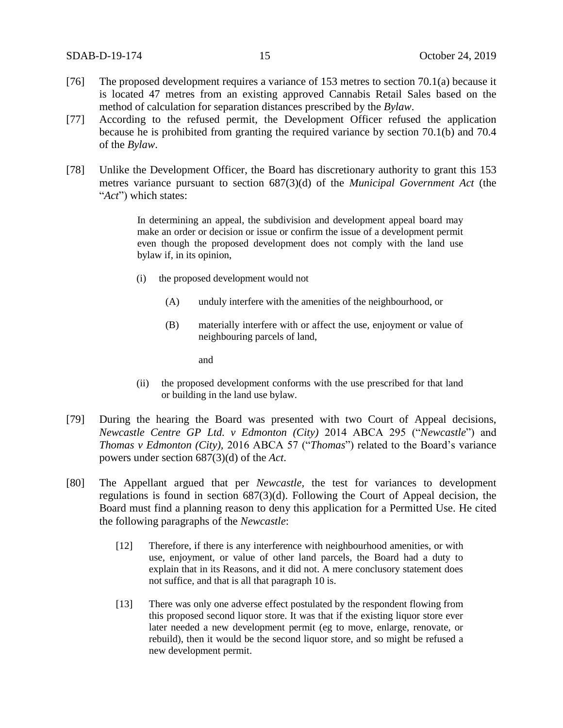[76] The proposed development requires a variance of 153 metres to section 70.1(a) because it is located 47 metres from an existing approved Cannabis Retail Sales based on the method of calculation for separation distances prescribed by the *Bylaw*.

[77] According to the refused permit, the Development Officer refused the application because he is prohibited from granting the required variance by section 70.1(b) and 70.4 of the *Bylaw*.

[78] Unlike the Development Officer, the Board has discretionary authority to grant this 153 metres variance pursuant to section 687(3)(d) of the *Municipal Government Act* (the "*Act*") which states:

> In determining an appeal, the subdivision and development appeal board may make an order or decision or issue or confirm the issue of a development permit even though the proposed development does not comply with the land use bylaw if, in its opinion,
>
> (i) the proposed development would not
>
> (A) unduly interfere with the amenities of the neighbourhood, or
>
> (B) materially interfere with or affect the use, enjoyment or value of neighbouring parcels of land,
>
> and
>
> (ii) the proposed development conforms with the use prescribed for that land or building in the land use bylaw.

[79] During the hearing the Board was presented with two Court of Appeal decisions, *Newcastle Centre GP Ltd. v Edmonton (City)* 2014 ABCA 295 ("*Newcastle*") and *Thomas v Edmonton (City)*, 2016 ABCA 57 ("*Thomas*") related to the Board's variance powers under section 687(3)(d) of the *Act*.

[80] The Appellant argued that per *Newcastle*, the test for variances to development regulations is found in section 687(3)(d). Following the Court of Appeal decision, the Board must find a planning reason to deny this application for a Permitted Use. He cited the following paragraphs of the *Newcastle*:

> [12] Therefore, if there is any interference with neighbourhood amenities, or with use, enjoyment, or value of other land parcels, the Board had a duty to explain that in its Reasons, and it did not. A mere conclusory statement does not suffice, and that is all that paragraph 10 is.
>
> [13] There was only one adverse effect postulated by the respondent flowing from this proposed second liquor store. It was that if the existing liquor store ever later needed a new development permit (eg to move, enlarge, renovate, or rebuild), then it would be the second liquor store, and so might be refused a new development permit.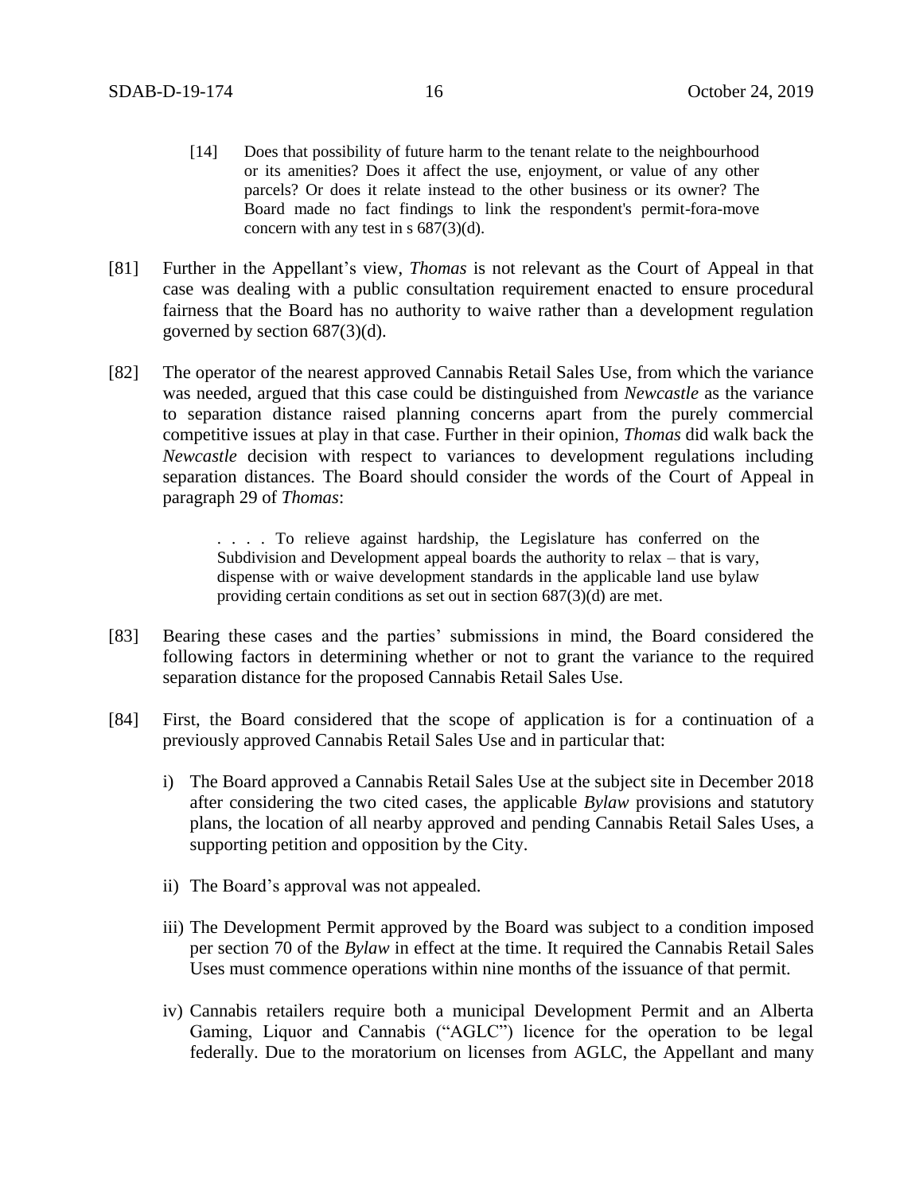> [14] Does that possibility of future harm to the tenant relate to the neighbourhood or its amenities? Does it affect the use, enjoyment, or value of any other parcels? Or does it relate instead to the other business or its owner? The Board made no fact findings to link the respondent's permit-fora-move concern with any test in s 687(3)(d).

[81] Further in the Appellant's view, *Thomas* is not relevant as the Court of Appeal in that case was dealing with a public consultation requirement enacted to ensure procedural fairness that the Board has no authority to waive rather than a development regulation governed by section 687(3)(d).

[82] The operator of the nearest approved Cannabis Retail Sales Use, from which the variance was needed, argued that this case could be distinguished from *Newcastle* as the variance to separation distance raised planning concerns apart from the purely commercial competitive issues at play in that case. Further in their opinion, *Thomas* did walk back the *Newcastle* decision with respect to variances to development regulations including separation distances. The Board should consider the words of the Court of Appeal in paragraph 29 of *Thomas*:

> . . . . To relieve against hardship, the Legislature has conferred on the Subdivision and Development appeal boards the authority to relax – that is vary, dispense with or waive development standards in the applicable land use bylaw providing certain conditions as set out in section 687(3)(d) are met.

[83] Bearing these cases and the parties' submissions in mind, the Board considered the following factors in determining whether or not to grant the variance to the required separation distance for the proposed Cannabis Retail Sales Use.

[84] First, the Board considered that the scope of application is for a continuation of a previously approved Cannabis Retail Sales Use and in particular that:

i) The Board approved a Cannabis Retail Sales Use at the subject site in December 2018 after considering the two cited cases, the applicable *Bylaw* provisions and statutory plans, the location of all nearby approved and pending Cannabis Retail Sales Uses, a supporting petition and opposition by the City.

ii) The Board's approval was not appealed.

iii) The Development Permit approved by the Board was subject to a condition imposed per section 70 of the *Bylaw* in effect at the time. It required the Cannabis Retail Sales Uses must commence operations within nine months of the issuance of that permit.

iv) Cannabis retailers require both a municipal Development Permit and an Alberta Gaming, Liquor and Cannabis ("AGLC") licence for the operation to be legal federally. Due to the moratorium on licenses from AGLC, the Appellant and many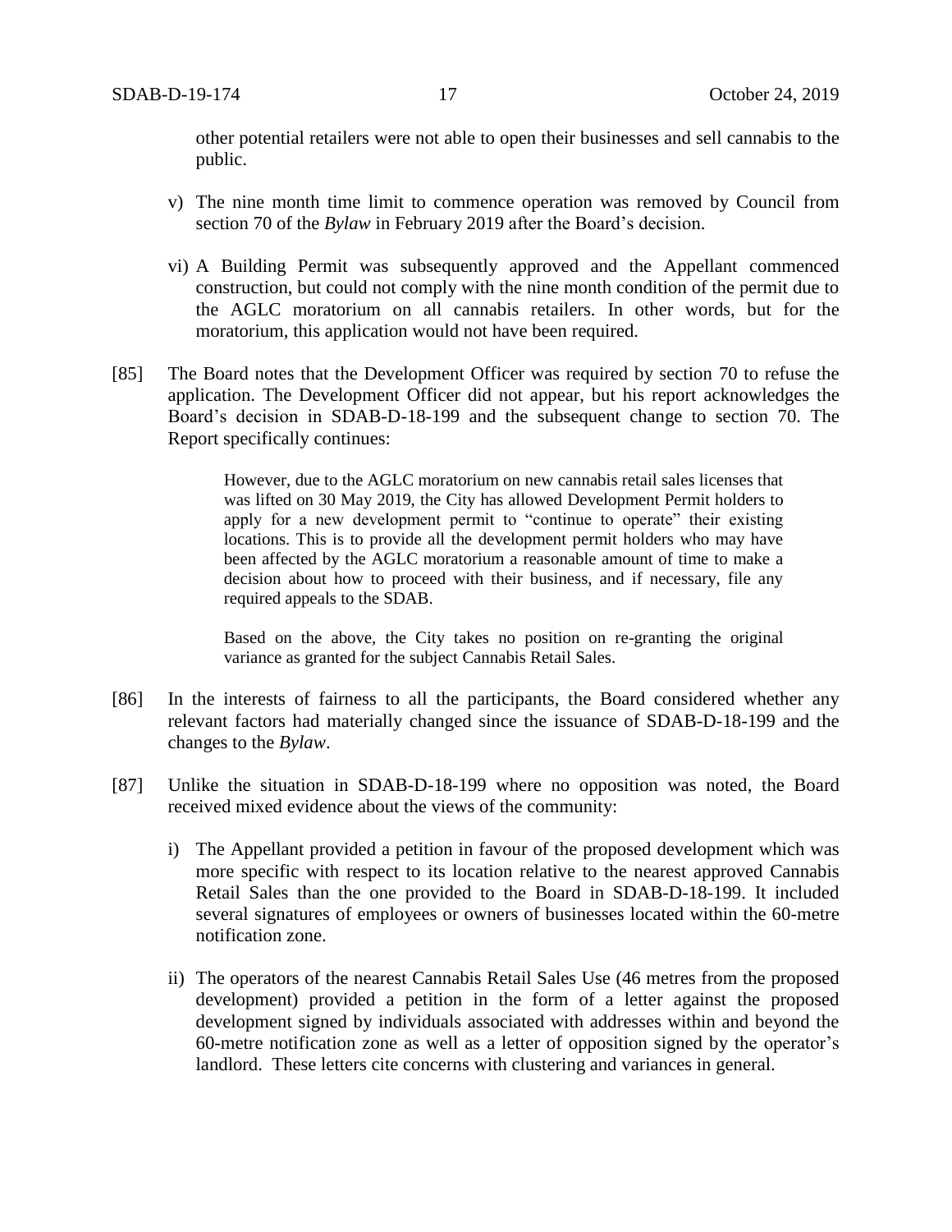other potential retailers were not able to open their businesses and sell cannabis to the public.

v) The nine month time limit to commence operation was removed by Council from section 70 of the *Bylaw* in February 2019 after the Board's decision.

vi) A Building Permit was subsequently approved and the Appellant commenced construction, but could not comply with the nine month condition of the permit due to the AGLC moratorium on all cannabis retailers. In other words, but for the moratorium, this application would not have been required.

[85] The Board notes that the Development Officer was required by section 70 to refuse the application. The Development Officer did not appear, but his report acknowledges the Board's decision in SDAB-D-18-199 and the subsequent change to section 70. The Report specifically continues:

> However, due to the AGLC moratorium on new cannabis retail sales licenses that was lifted on 30 May 2019, the City has allowed Development Permit holders to apply for a new development permit to "continue to operate" their existing locations. This is to provide all the development permit holders who may have been affected by the AGLC moratorium a reasonable amount of time to make a decision about how to proceed with their business, and if necessary, file any required appeals to the SDAB.
>
> Based on the above, the City takes no position on re-granting the original variance as granted for the subject Cannabis Retail Sales.

[86] In the interests of fairness to all the participants, the Board considered whether any relevant factors had materially changed since the issuance of SDAB-D-18-199 and the changes to the *Bylaw*.

[87] Unlike the situation in SDAB-D-18-199 where no opposition was noted, the Board received mixed evidence about the views of the community:

i) The Appellant provided a petition in favour of the proposed development which was more specific with respect to its location relative to the nearest approved Cannabis Retail Sales than the one provided to the Board in SDAB-D-18-199. It included several signatures of employees or owners of businesses located within the 60-metre notification zone.

ii) The operators of the nearest Cannabis Retail Sales Use (46 metres from the proposed development) provided a petition in the form of a letter against the proposed development signed by individuals associated with addresses within and beyond the 60-metre notification zone as well as a letter of opposition signed by the operator's landlord. These letters cite concerns with clustering and variances in general.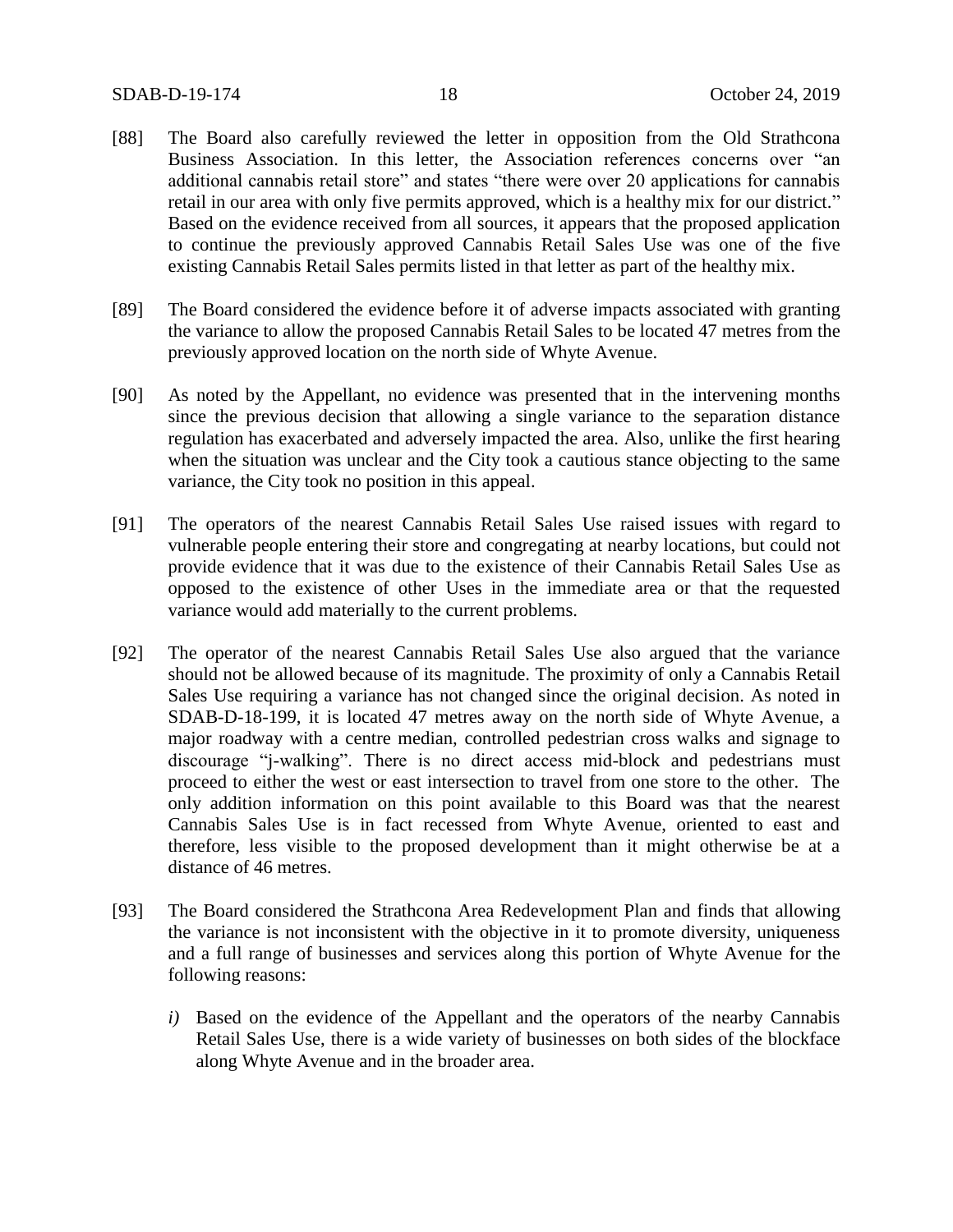[88] The Board also carefully reviewed the letter in opposition from the Old Strathcona Business Association. In this letter, the Association references concerns over "an additional cannabis retail store" and states "there were over 20 applications for cannabis retail in our area with only five permits approved, which is a healthy mix for our district." Based on the evidence received from all sources, it appears that the proposed application to continue the previously approved Cannabis Retail Sales Use was one of the five existing Cannabis Retail Sales permits listed in that letter as part of the healthy mix.

[89] The Board considered the evidence before it of adverse impacts associated with granting the variance to allow the proposed Cannabis Retail Sales to be located 47 metres from the previously approved location on the north side of Whyte Avenue.

[90] As noted by the Appellant, no evidence was presented that in the intervening months since the previous decision that allowing a single variance to the separation distance regulation has exacerbated and adversely impacted the area. Also, unlike the first hearing when the situation was unclear and the City took a cautious stance objecting to the same variance, the City took no position in this appeal.

[91] The operators of the nearest Cannabis Retail Sales Use raised issues with regard to vulnerable people entering their store and congregating at nearby locations, but could not provide evidence that it was due to the existence of their Cannabis Retail Sales Use as opposed to the existence of other Uses in the immediate area or that the requested variance would add materially to the current problems.

[92] The operator of the nearest Cannabis Retail Sales Use also argued that the variance should not be allowed because of its magnitude. The proximity of only a Cannabis Retail Sales Use requiring a variance has not changed since the original decision. As noted in SDAB-D-18-199, it is located 47 metres away on the north side of Whyte Avenue, a major roadway with a centre median, controlled pedestrian cross walks and signage to discourage "j-walking". There is no direct access mid-block and pedestrians must proceed to either the west or east intersection to travel from one store to the other. The only addition information on this point available to this Board was that the nearest Cannabis Sales Use is in fact recessed from Whyte Avenue, oriented to east and therefore, less visible to the proposed development than it might otherwise be at a distance of 46 metres.

[93] The Board considered the Strathcona Area Redevelopment Plan and finds that allowing the variance is not inconsistent with the objective in it to promote diversity, uniqueness and a full range of businesses and services along this portion of Whyte Avenue for the following reasons:

*i)* Based on the evidence of the Appellant and the operators of the nearby Cannabis Retail Sales Use, there is a wide variety of businesses on both sides of the blockface along Whyte Avenue and in the broader area.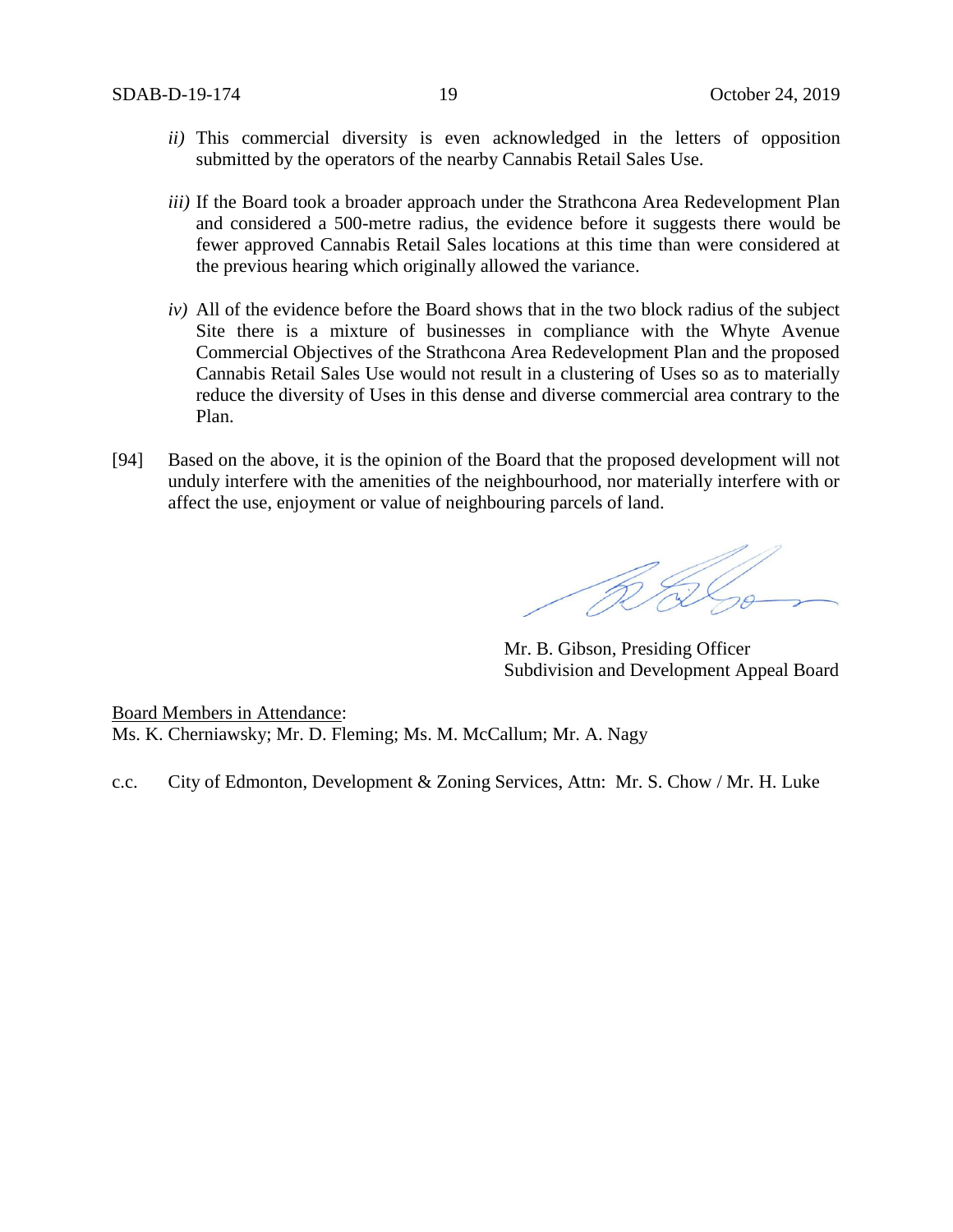*ii)* This commercial diversity is even acknowledged in the letters of opposition submitted by the operators of the nearby Cannabis Retail Sales Use.

*iii)* If the Board took a broader approach under the Strathcona Area Redevelopment Plan and considered a 500-metre radius, the evidence before it suggests there would be fewer approved Cannabis Retail Sales locations at this time than were considered at the previous hearing which originally allowed the variance.

*iv)* All of the evidence before the Board shows that in the two block radius of the subject Site there is a mixture of businesses in compliance with the Whyte Avenue Commercial Objectives of the Strathcona Area Redevelopment Plan and the proposed Cannabis Retail Sales Use would not result in a clustering of Uses so as to materially reduce the diversity of Uses in this dense and diverse commercial area contrary to the Plan.

[94] Based on the above, it is the opinion of the Board that the proposed development will not unduly interfere with the amenities of the neighbourhood, nor materially interfere with or affect the use, enjoyment or value of neighbouring parcels of land.

Mr. B. Gibson, Presiding Officer
Subdivision and Development Appeal Board

Board Members in Attendance:
Ms. K. Cherniawsky; Mr. D. Fleming; Ms. M. McCallum; Mr. A. Nagy

c.c. City of Edmonton, Development & Zoning Services, Attn: Mr. S. Chow / Mr. H. Luke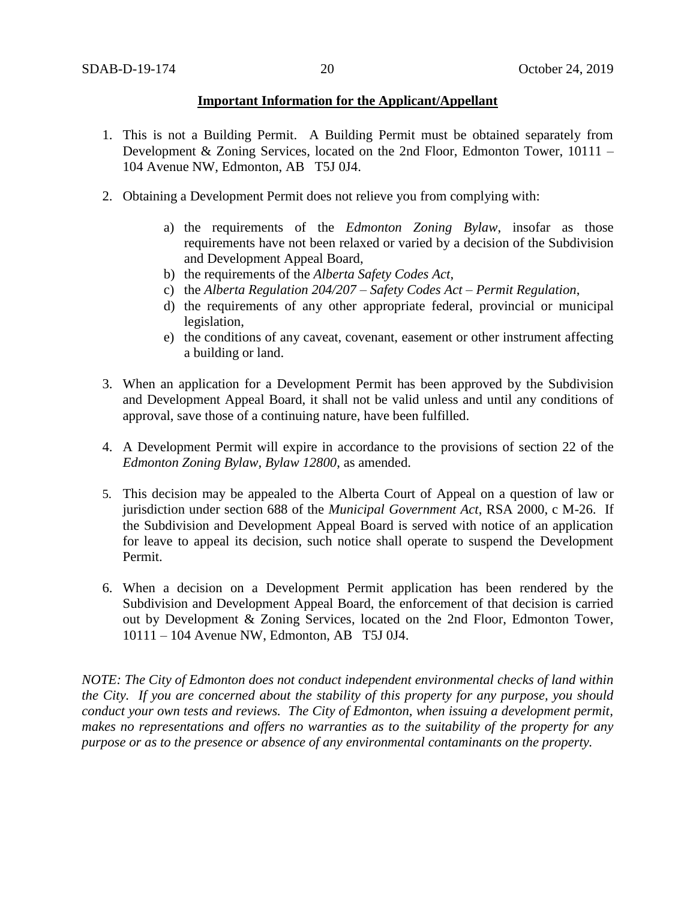**Important Information for the Applicant/Appellant**

1. This is not a Building Permit. A Building Permit must be obtained separately from Development & Zoning Services, located on the 2nd Floor, Edmonton Tower, 10111 – 104 Avenue NW, Edmonton, AB T5J 0J4.

2. Obtaining a Development Permit does not relieve you from complying with:

    a) the requirements of the *Edmonton Zoning Bylaw*, insofar as those requirements have not been relaxed or varied by a decision of the Subdivision and Development Appeal Board,
    b) the requirements of the *Alberta Safety Codes Act*,
    c) the *Alberta Regulation 204/207 – Safety Codes Act – Permit Regulation*,
    d) the requirements of any other appropriate federal, provincial or municipal legislation,
    e) the conditions of any caveat, covenant, easement or other instrument affecting a building or land.

3. When an application for a Development Permit has been approved by the Subdivision and Development Appeal Board, it shall not be valid unless and until any conditions of approval, save those of a continuing nature, have been fulfilled.

4. A Development Permit will expire in accordance to the provisions of section 22 of the *Edmonton Zoning Bylaw, Bylaw 12800*, as amended.

5. This decision may be appealed to the Alberta Court of Appeal on a question of law or jurisdiction under section 688 of the *Municipal Government Act*, RSA 2000, c M-26. If the Subdivision and Development Appeal Board is served with notice of an application for leave to appeal its decision, such notice shall operate to suspend the Development Permit.

6. When a decision on a Development Permit application has been rendered by the Subdivision and Development Appeal Board, the enforcement of that decision is carried out by Development & Zoning Services, located on the 2nd Floor, Edmonton Tower, 10111 – 104 Avenue NW, Edmonton, AB T5J 0J4.

*NOTE: The City of Edmonton does not conduct independent environmental checks of land within the City. If you are concerned about the stability of this property for any purpose, you should conduct your own tests and reviews. The City of Edmonton, when issuing a development permit, makes no representations and offers no warranties as to the suitability of the property for any purpose or as to the presence or absence of any environmental contaminants on the property.*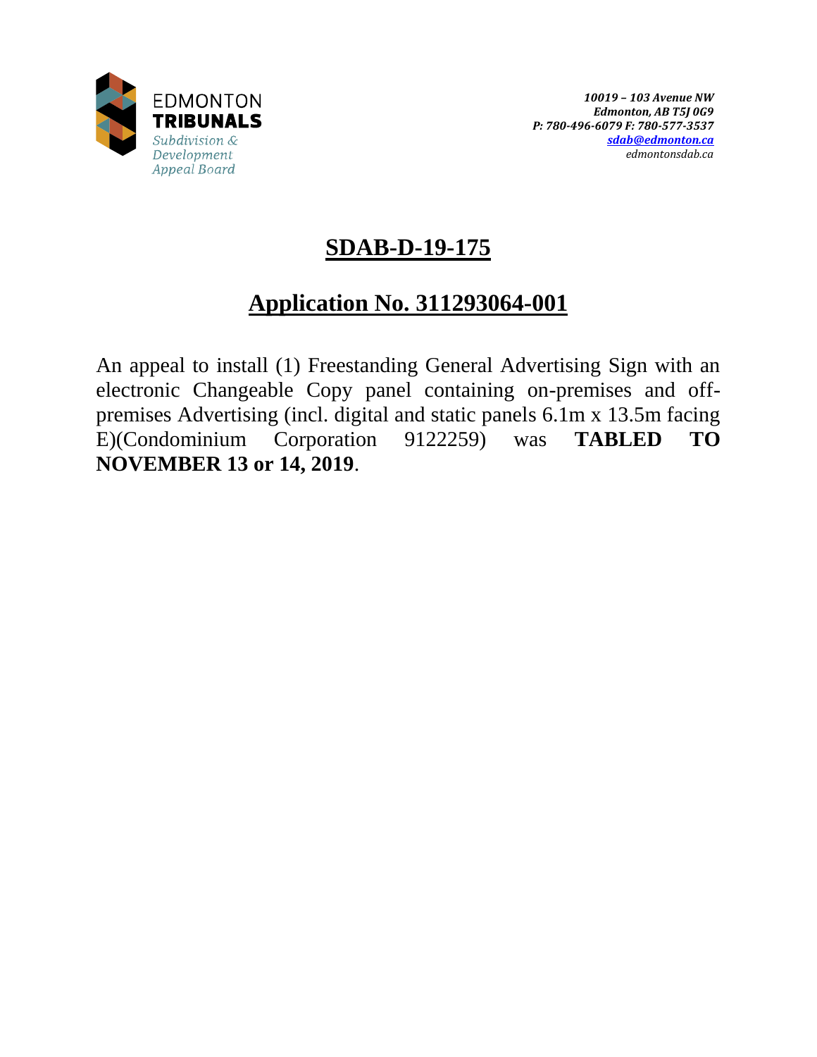EDMONTON
**TRIBUNALS**
*Subdivision & Development Appeal Board*

*10019 – 103 Avenue NW*
*Edmonton, AB T5J 0G9*
*P: 780-496-6079 F: 780-577-3537*
*sdab@edmonton.ca*
*edmontonsdab.ca*

# SDAB-D-19-175

## Application No. 311293064-001

An appeal to install (1) Freestanding General Advertising Sign with an electronic Changeable Copy panel containing on-premises and off-premises Advertising (incl. digital and static panels 6.1m x 13.5m facing E)(Condominium Corporation 9122259) was **TABLED TO NOVEMBER 13 or 14, 2019**.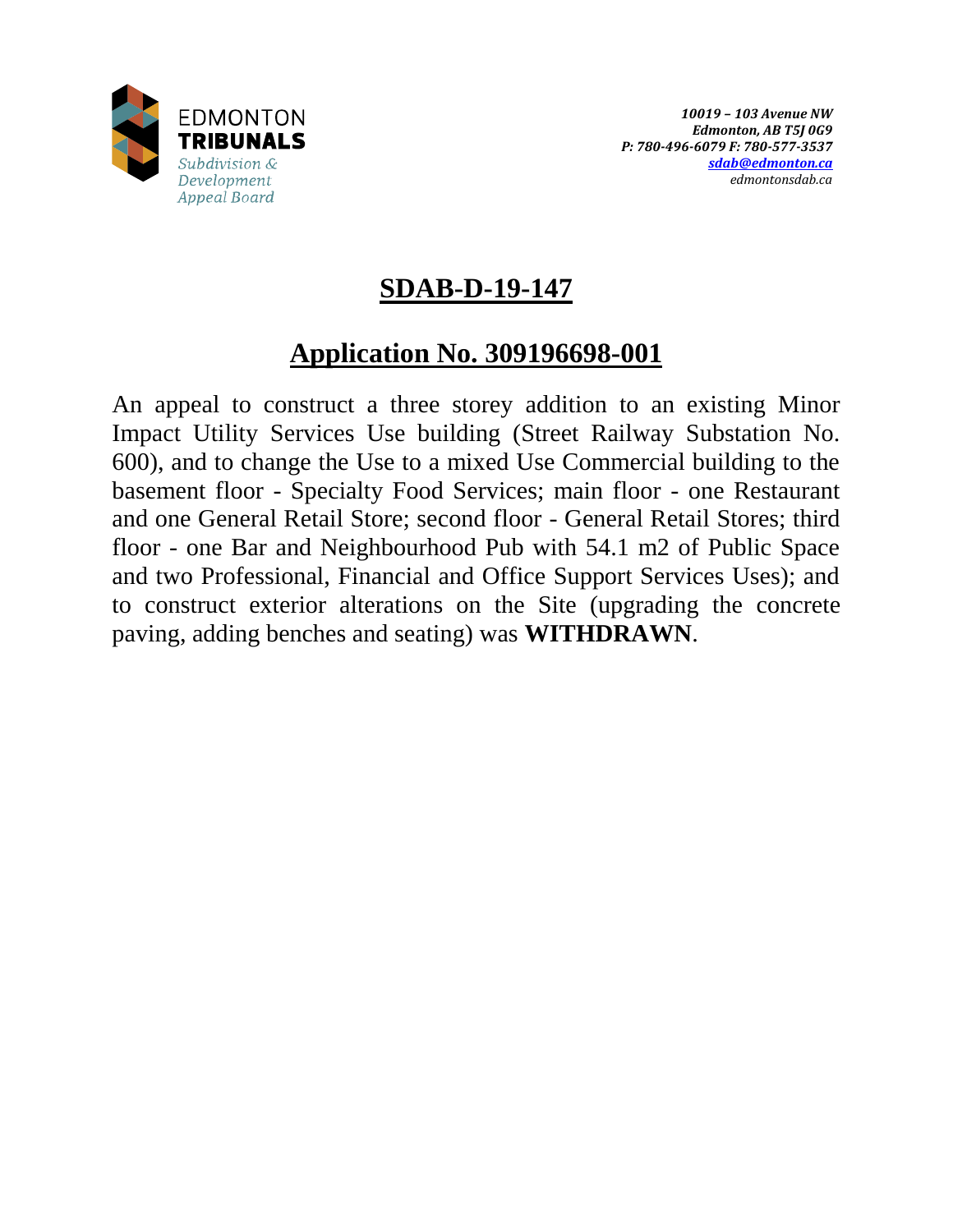EDMONTON
**TRIBUNALS**
*Subdivision & Development Appeal Board*

*10019 – 103 Avenue NW*
*Edmonton, AB T5J 0G9*
*P: 780-496-6079 F: 780-577-3537*
*sdab@edmonton.ca*
*edmontonsdab.ca*

# SDAB-D-19-147

## Application No. 309196698-001

An appeal to construct a three storey addition to an existing Minor Impact Utility Services Use building (Street Railway Substation No. 600), and to change the Use to a mixed Use Commercial building to the basement floor - Specialty Food Services; main floor - one Restaurant and one General Retail Store; second floor - General Retail Stores; third floor - one Bar and Neighbourhood Pub with 54.1 m2 of Public Space and two Professional, Financial and Office Support Services Uses); and to construct exterior alterations on the Site (upgrading the concrete paving, adding benches and seating) was **WITHDRAWN**.